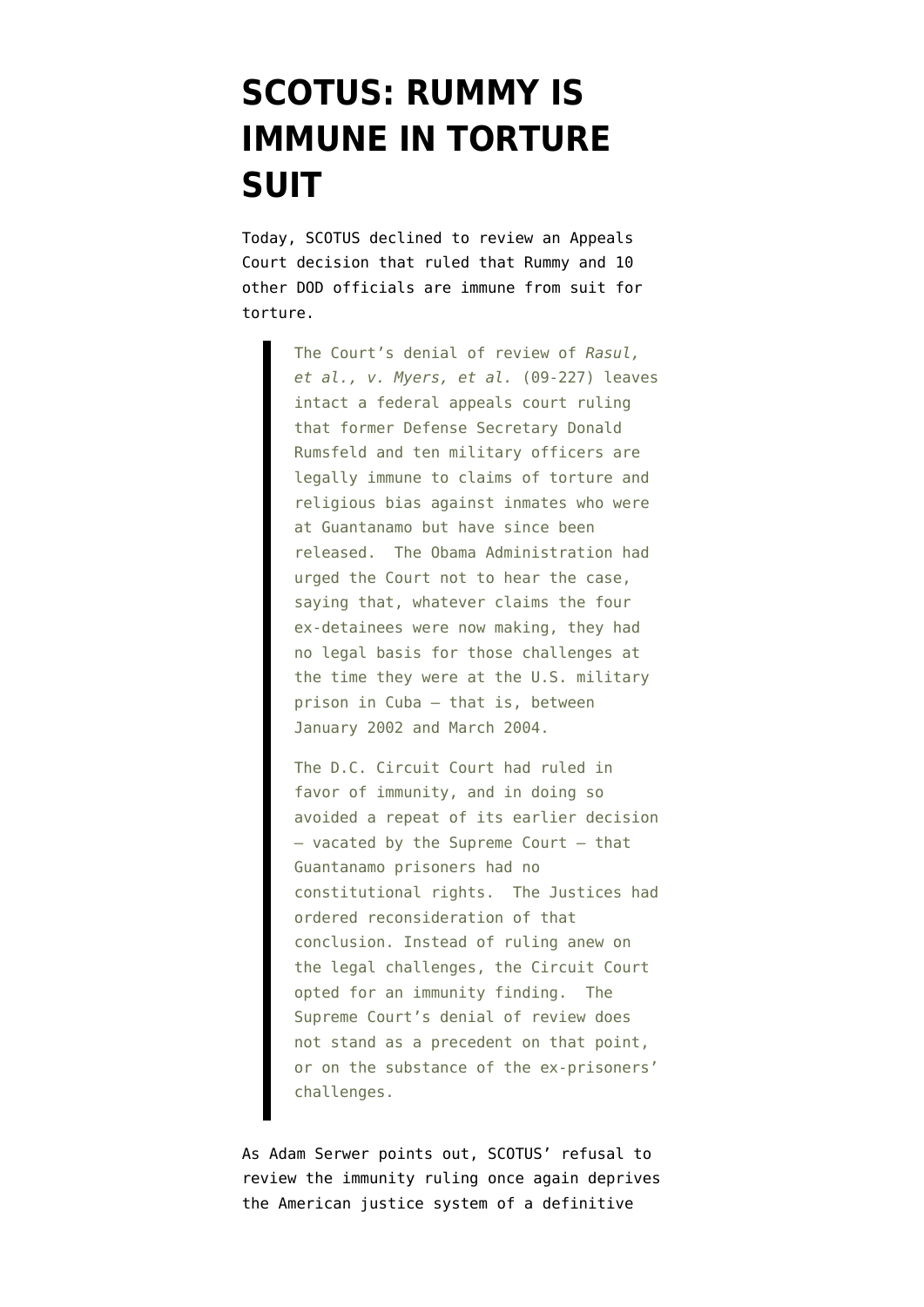# SCOTUS: RUMMY IS IMMUNE IN TORTURE SUIT

Today, SCOTUS declined to review an Appeals Court decision that ruled that Rummy and 10 other DOD officials are immune from suit for torture.

> The Court's denial of review of *Rasul, et al., v. Myers, et al.* (09-227) leaves intact a federal appeals court ruling that former Defense Secretary Donald Rumsfeld and ten military officers are legally immune to claims of torture and religious bias against inmates who were at Guantanamo but have since been released. The Obama Administration had urged the Court not to hear the case, saying that, whatever claims the four ex-detainees were now making, they had no legal basis for those challenges at the time they were at the U.S. military prison in Cuba — that is, between January 2002 and March 2004.
>
> The D.C. Circuit Court had ruled in favor of immunity, and in doing so avoided a repeat of its earlier decision — vacated by the Supreme Court — that Guantanamo prisoners had no constitutional rights. The Justices had ordered reconsideration of that conclusion. Instead of ruling anew on the legal challenges, the Circuit Court opted for an immunity finding. The Supreme Court's denial of review does not stand as a precedent on that point, or on the substance of the ex-prisoners' challenges.

As Adam Serwer points out, SCOTUS' refusal to review the immunity ruling once again deprives the American justice system of a definitive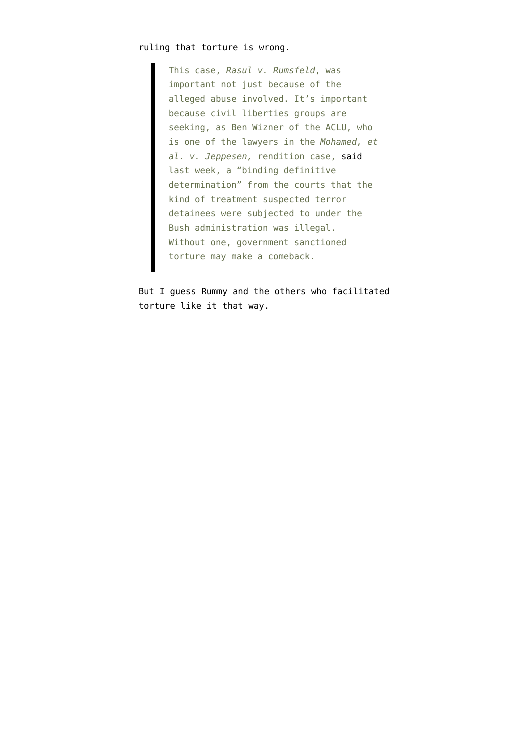ruling that torture is wrong.

> This case, *Rasul v. Rumsfeld*, was important not just because of the alleged abuse involved. It's important because civil liberties groups are seeking, as Ben Wizner of the ACLU, who is one of the lawyers in the *Mohamed, et al. v. Jeppesen,* rendition case, said last week, a "binding definitive determination" from the courts that the kind of treatment suspected terror detainees were subjected to under the Bush administration was illegal. Without one, government sanctioned torture may make a comeback.

But I guess Rummy and the others who facilitated torture like it that way.